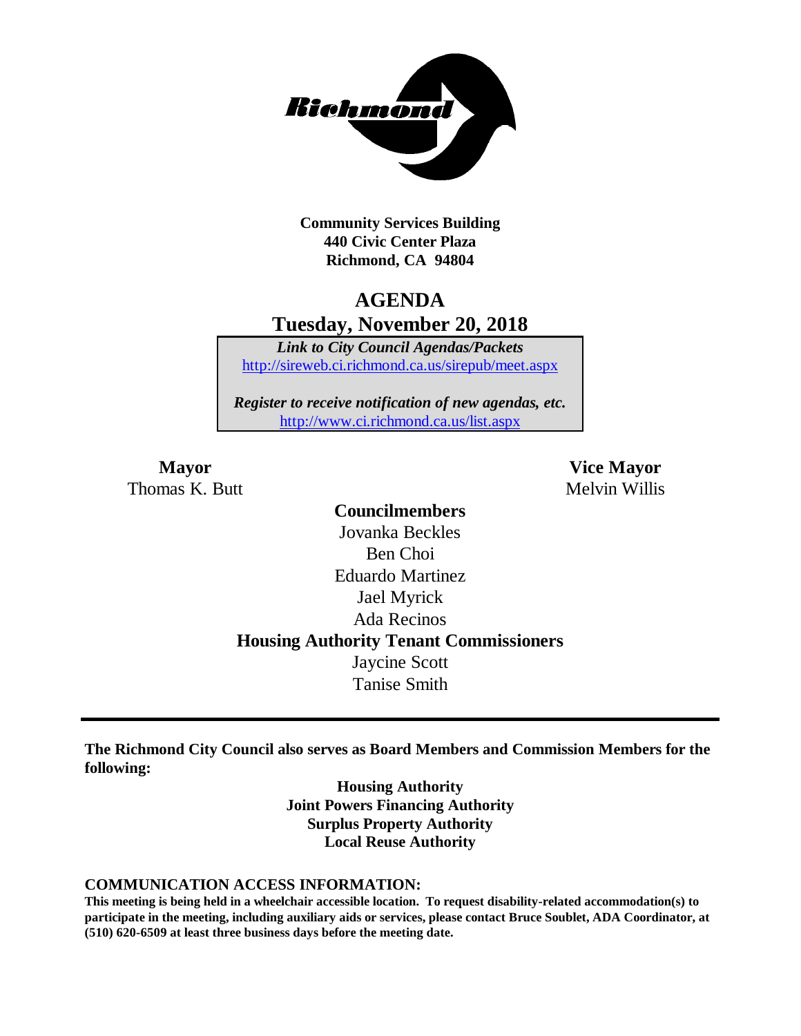Richmond

**Community Services Building**
**440 Civic Center Plaza**
**Richmond, CA 94804**

# AGENDA

## Tuesday, November 20, 2018

***Link to City Council Agendas/Packets***
http://sireweb.ci.richmond.ca.us/sirepub/meet.aspx

***Register to receive notification of new agendas, etc.***
http://www.ci.richmond.ca.us/list.aspx

**Mayor**
Thomas K. Butt

**Vice Mayor**
Melvin Willis

**Councilmembers**
Jovanka Beckles
Ben Choi
Eduardo Martinez
Jael Myrick
Ada Recinos

**Housing Authority Tenant Commissioners**
Jaycine Scott
Tanise Smith

---

**The Richmond City Council also serves as Board Members and Commission Members for the following:**

**Housing Authority**
**Joint Powers Financing Authority**
**Surplus Property Authority**
**Local Reuse Authority**

**COMMUNICATION ACCESS INFORMATION:**

**This meeting is being held in a wheelchair accessible location. To request disability-related accommodation(s) to participate in the meeting, including auxiliary aids or services, please contact Bruce Soublet, ADA Coordinator, at (510) 620-6509 at least three business days before the meeting date.**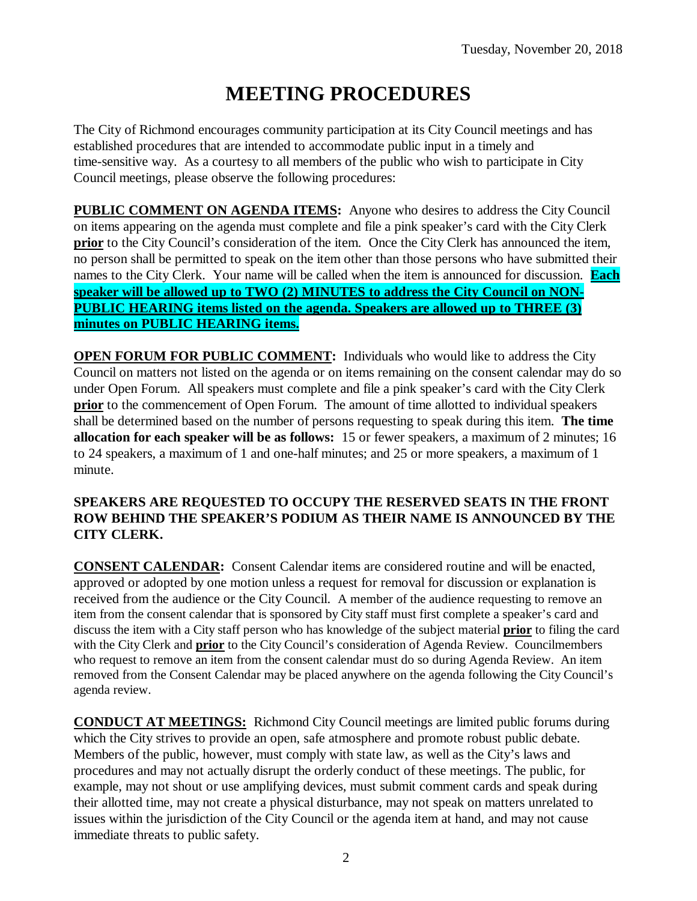Tuesday, November 20, 2018

# MEETING PROCEDURES

The City of Richmond encourages community participation at its City Council meetings and has established procedures that are intended to accommodate public input in a timely and time-sensitive way. As a courtesy to all members of the public who wish to participate in City Council meetings, please observe the following procedures:

**PUBLIC COMMENT ON AGENDA ITEMS:** Anyone who desires to address the City Council on items appearing on the agenda must complete and file a pink speaker's card with the City Clerk **prior** to the City Council's consideration of the item. Once the City Clerk has announced the item, no person shall be permitted to speak on the item other than those persons who have submitted their names to the City Clerk. Your name will be called when the item is announced for discussion. **Each speaker will be allowed up to TWO (2) MINUTES to address the City Council on NON-PUBLIC HEARING items listed on the agenda. Speakers are allowed up to THREE (3) minutes on PUBLIC HEARING items.**

**OPEN FORUM FOR PUBLIC COMMENT:** Individuals who would like to address the City Council on matters not listed on the agenda or on items remaining on the consent calendar may do so under Open Forum. All speakers must complete and file a pink speaker's card with the City Clerk **prior** to the commencement of Open Forum. The amount of time allotted to individual speakers shall be determined based on the number of persons requesting to speak during this item. **The time allocation for each speaker will be as follows:** 15 or fewer speakers, a maximum of 2 minutes; 16 to 24 speakers, a maximum of 1 and one-half minutes; and 25 or more speakers, a maximum of 1 minute.

**SPEAKERS ARE REQUESTED TO OCCUPY THE RESERVED SEATS IN THE FRONT ROW BEHIND THE SPEAKER'S PODIUM AS THEIR NAME IS ANNOUNCED BY THE CITY CLERK.**

**CONSENT CALENDAR:** Consent Calendar items are considered routine and will be enacted, approved or adopted by one motion unless a request for removal for discussion or explanation is received from the audience or the City Council. A member of the audience requesting to remove an item from the consent calendar that is sponsored by City staff must first complete a speaker's card and discuss the item with a City staff person who has knowledge of the subject material **prior** to filing the card with the City Clerk and **prior** to the City Council's consideration of Agenda Review. Councilmembers who request to remove an item from the consent calendar must do so during Agenda Review. An item removed from the Consent Calendar may be placed anywhere on the agenda following the City Council's agenda review.

**CONDUCT AT MEETINGS:** Richmond City Council meetings are limited public forums during which the City strives to provide an open, safe atmosphere and promote robust public debate. Members of the public, however, must comply with state law, as well as the City's laws and procedures and may not actually disrupt the orderly conduct of these meetings. The public, for example, may not shout or use amplifying devices, must submit comment cards and speak during their allotted time, may not create a physical disturbance, may not speak on matters unrelated to issues within the jurisdiction of the City Council or the agenda item at hand, and may not cause immediate threats to public safety.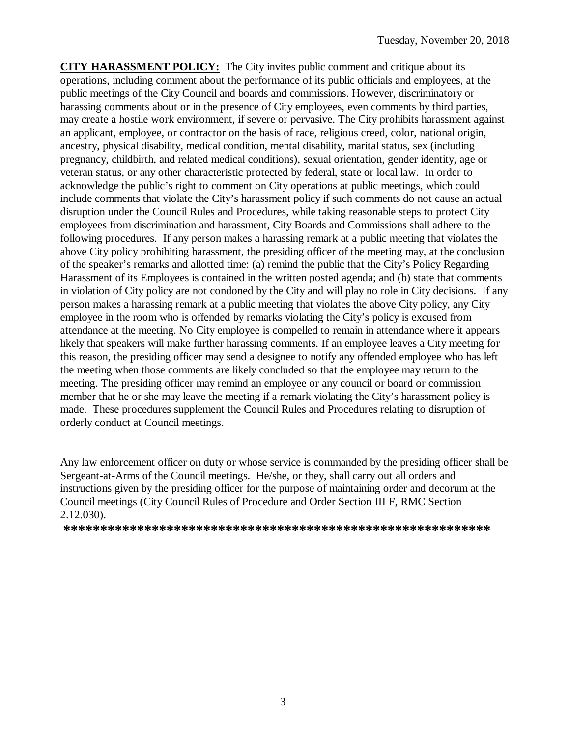**CITY HARASSMENT POLICY:** The City invites public comment and critique about its operations, including comment about the performance of its public officials and employees, at the public meetings of the City Council and boards and commissions. However, discriminatory or harassing comments about or in the presence of City employees, even comments by third parties, may create a hostile work environment, if severe or pervasive. The City prohibits harassment against an applicant, employee, or contractor on the basis of race, religious creed, color, national origin, ancestry, physical disability, medical condition, mental disability, marital status, sex (including pregnancy, childbirth, and related medical conditions), sexual orientation, gender identity, age or veteran status, or any other characteristic protected by federal, state or local law. In order to acknowledge the public's right to comment on City operations at public meetings, which could include comments that violate the City's harassment policy if such comments do not cause an actual disruption under the Council Rules and Procedures, while taking reasonable steps to protect City employees from discrimination and harassment, City Boards and Commissions shall adhere to the following procedures. If any person makes a harassing remark at a public meeting that violates the above City policy prohibiting harassment, the presiding officer of the meeting may, at the conclusion of the speaker's remarks and allotted time: (a) remind the public that the City's Policy Regarding Harassment of its Employees is contained in the written posted agenda; and (b) state that comments in violation of City policy are not condoned by the City and will play no role in City decisions. If any person makes a harassing remark at a public meeting that violates the above City policy, any City employee in the room who is offended by remarks violating the City's policy is excused from attendance at the meeting. No City employee is compelled to remain in attendance where it appears likely that speakers will make further harassing comments. If an employee leaves a City meeting for this reason, the presiding officer may send a designee to notify any offended employee who has left the meeting when those comments are likely concluded so that the employee may return to the meeting. The presiding officer may remind an employee or any council or board or commission member that he or she may leave the meeting if a remark violating the City's harassment policy is made. These procedures supplement the Council Rules and Procedures relating to disruption of orderly conduct at Council meetings.

Any law enforcement officer on duty or whose service is commanded by the presiding officer shall be Sergeant-at-Arms of the Council meetings. He/she, or they, shall carry out all orders and instructions given by the presiding officer for the purpose of maintaining order and decorum at the Council meetings (City Council Rules of Procedure and Order Section III F, RMC Section 2.12.030).

**\*\*\*\*\*\*\*\*\*\*\*\*\*\*\*\*\*\*\*\*\*\*\*\*\*\*\*\*\*\*\*\*\*\*\*\*\*\*\*\*\*\*\*\*\*\*\*\*\*\*\*\*\*\*\*\*\*\*\*\***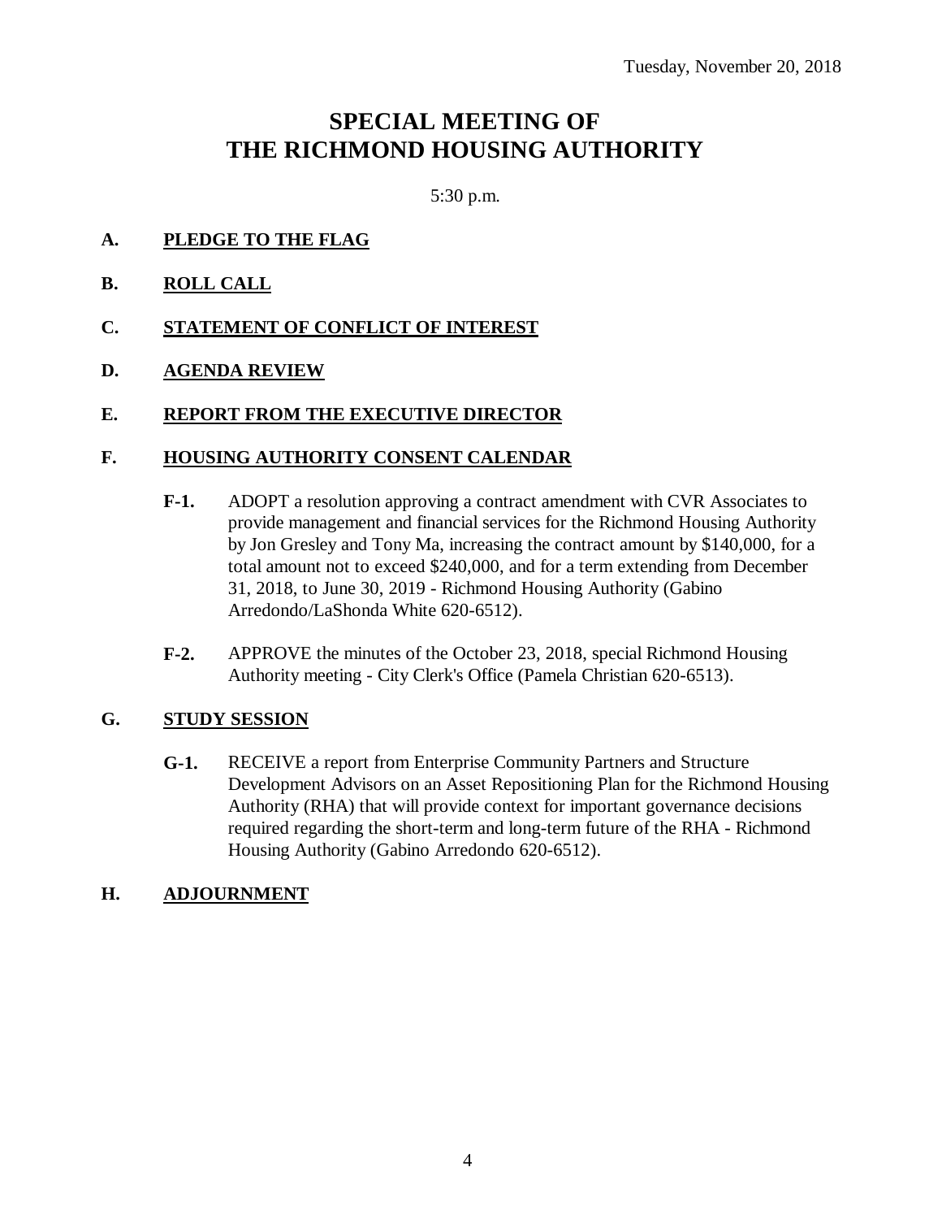Tuesday, November 20, 2018

# SPECIAL MEETING OF THE RICHMOND HOUSING AUTHORITY

5:30 p.m.

**A. PLEDGE TO THE FLAG**

**B. ROLL CALL**

**C. STATEMENT OF CONFLICT OF INTEREST**

**D. AGENDA REVIEW**

**E. REPORT FROM THE EXECUTIVE DIRECTOR**

**F. HOUSING AUTHORITY CONSENT CALENDAR**

**F-1.** ADOPT a resolution approving a contract amendment with CVR Associates to provide management and financial services for the Richmond Housing Authority by Jon Gresley and Tony Ma, increasing the contract amount by $140,000, for a total amount not to exceed $240,000, and for a term extending from December 31, 2018, to June 30, 2019 - Richmond Housing Authority (Gabino Arredondo/LaShonda White 620-6512).

**F-2.** APPROVE the minutes of the October 23, 2018, special Richmond Housing Authority meeting - City Clerk's Office (Pamela Christian 620-6513).

**G. STUDY SESSION**

**G-1.** RECEIVE a report from Enterprise Community Partners and Structure Development Advisors on an Asset Repositioning Plan for the Richmond Housing Authority (RHA) that will provide context for important governance decisions required regarding the short-term and long-term future of the RHA - Richmond Housing Authority (Gabino Arredondo 620-6512).

**H. ADJOURNMENT**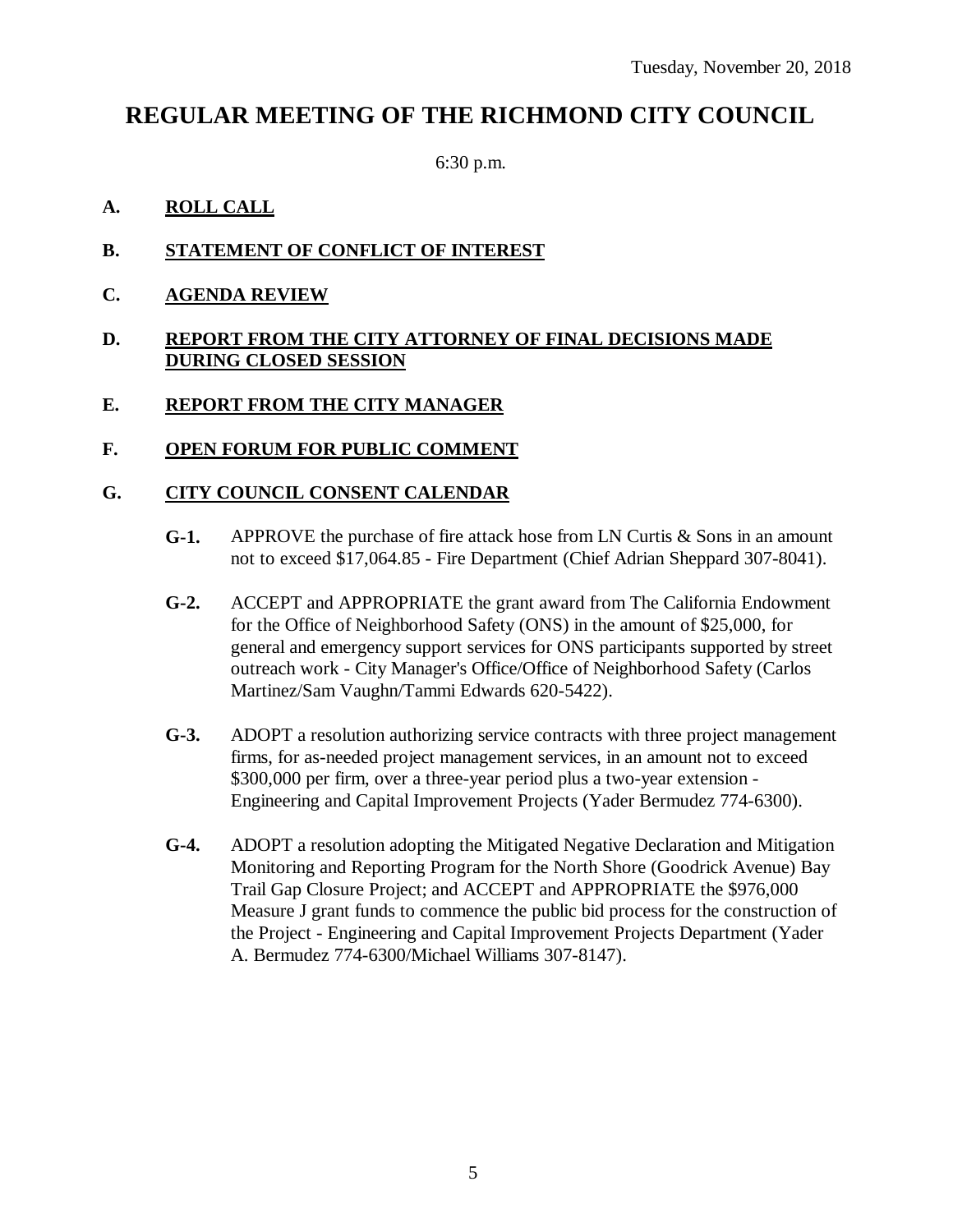Tuesday, November 20, 2018

# REGULAR MEETING OF THE RICHMOND CITY COUNCIL

6:30 p.m.

## A. ROLL CALL

## B. STATEMENT OF CONFLICT OF INTEREST

## C. AGENDA REVIEW

## D. REPORT FROM THE CITY ATTORNEY OF FINAL DECISIONS MADE DURING CLOSED SESSION

## E. REPORT FROM THE CITY MANAGER

## F. OPEN FORUM FOR PUBLIC COMMENT

## G. CITY COUNCIL CONSENT CALENDAR

**G-1.** APPROVE the purchase of fire attack hose from LN Curtis & Sons in an amount not to exceed $17,064.85 - Fire Department (Chief Adrian Sheppard 307-8041).

**G-2.** ACCEPT and APPROPRIATE the grant award from The California Endowment for the Office of Neighborhood Safety (ONS) in the amount of $25,000, for general and emergency support services for ONS participants supported by street outreach work - City Manager's Office/Office of Neighborhood Safety (Carlos Martinez/Sam Vaughn/Tammi Edwards 620-5422).

**G-3.** ADOPT a resolution authorizing service contracts with three project management firms, for as-needed project management services, in an amount not to exceed $300,000 per firm, over a three-year period plus a two-year extension - Engineering and Capital Improvement Projects (Yader Bermudez 774-6300).

**G-4.** ADOPT a resolution adopting the Mitigated Negative Declaration and Mitigation Monitoring and Reporting Program for the North Shore (Goodrick Avenue) Bay Trail Gap Closure Project; and ACCEPT and APPROPRIATE the $976,000 Measure J grant funds to commence the public bid process for the construction of the Project - Engineering and Capital Improvement Projects Department (Yader A. Bermudez 774-6300/Michael Williams 307-8147).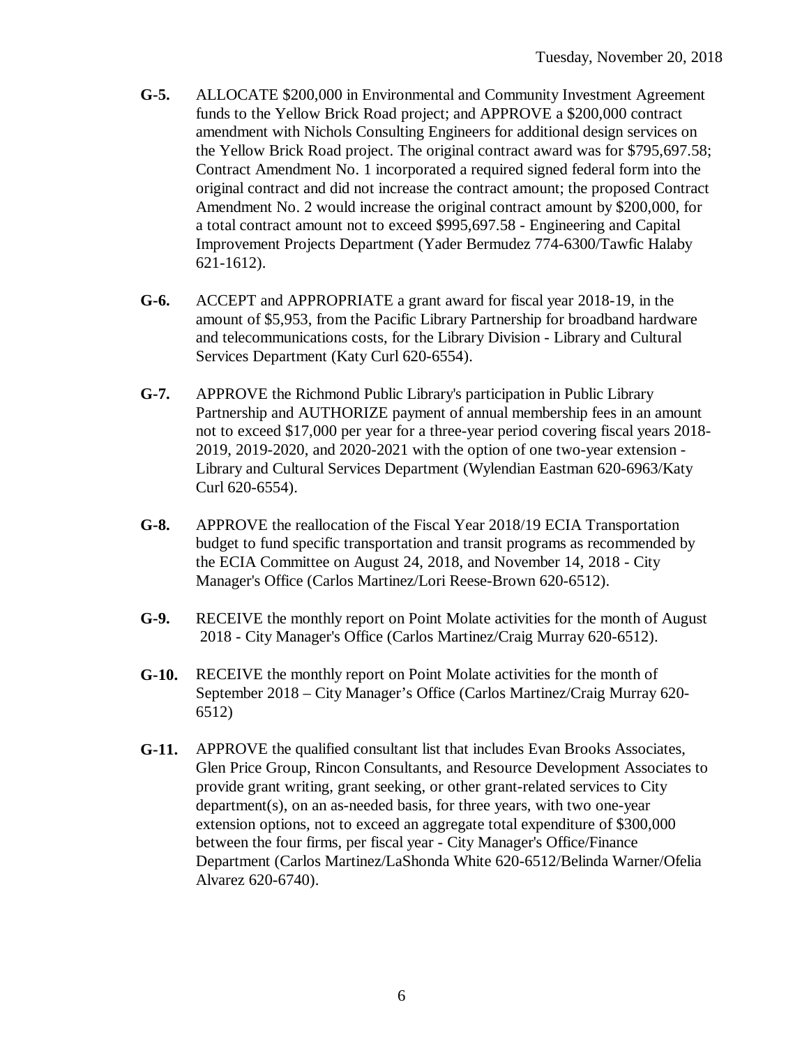**G-5.** ALLOCATE $200,000 in Environmental and Community Investment Agreement funds to the Yellow Brick Road project; and APPROVE a $200,000 contract amendment with Nichols Consulting Engineers for additional design services on the Yellow Brick Road project. The original contract award was for $795,697.58; Contract Amendment No. 1 incorporated a required signed federal form into the original contract and did not increase the contract amount; the proposed Contract Amendment No. 2 would increase the original contract amount by $200,000, for a total contract amount not to exceed $995,697.58 - Engineering and Capital Improvement Projects Department (Yader Bermudez 774-6300/Tawfic Halaby 621-1612).

**G-6.** ACCEPT and APPROPRIATE a grant award for fiscal year 2018-19, in the amount of $5,953, from the Pacific Library Partnership for broadband hardware and telecommunications costs, for the Library Division - Library and Cultural Services Department (Katy Curl 620-6554).

**G-7.** APPROVE the Richmond Public Library's participation in Public Library Partnership and AUTHORIZE payment of annual membership fees in an amount not to exceed $17,000 per year for a three-year period covering fiscal years 2018-2019, 2019-2020, and 2020-2021 with the option of one two-year extension - Library and Cultural Services Department (Wylendian Eastman 620-6963/Katy Curl 620-6554).

**G-8.** APPROVE the reallocation of the Fiscal Year 2018/19 ECIA Transportation budget to fund specific transportation and transit programs as recommended by the ECIA Committee on August 24, 2018, and November 14, 2018 - City Manager's Office (Carlos Martinez/Lori Reese-Brown 620-6512).

**G-9.** RECEIVE the monthly report on Point Molate activities for the month of August 2018 - City Manager's Office (Carlos Martinez/Craig Murray 620-6512).

**G-10.** RECEIVE the monthly report on Point Molate activities for the month of September 2018 – City Manager's Office (Carlos Martinez/Craig Murray 620-6512)

**G-11.** APPROVE the qualified consultant list that includes Evan Brooks Associates, Glen Price Group, Rincon Consultants, and Resource Development Associates to provide grant writing, grant seeking, or other grant-related services to City department(s), on an as-needed basis, for three years, with two one-year extension options, not to exceed an aggregate total expenditure of $300,000 between the four firms, per fiscal year - City Manager's Office/Finance Department (Carlos Martinez/LaShonda White 620-6512/Belinda Warner/Ofelia Alvarez 620-6740).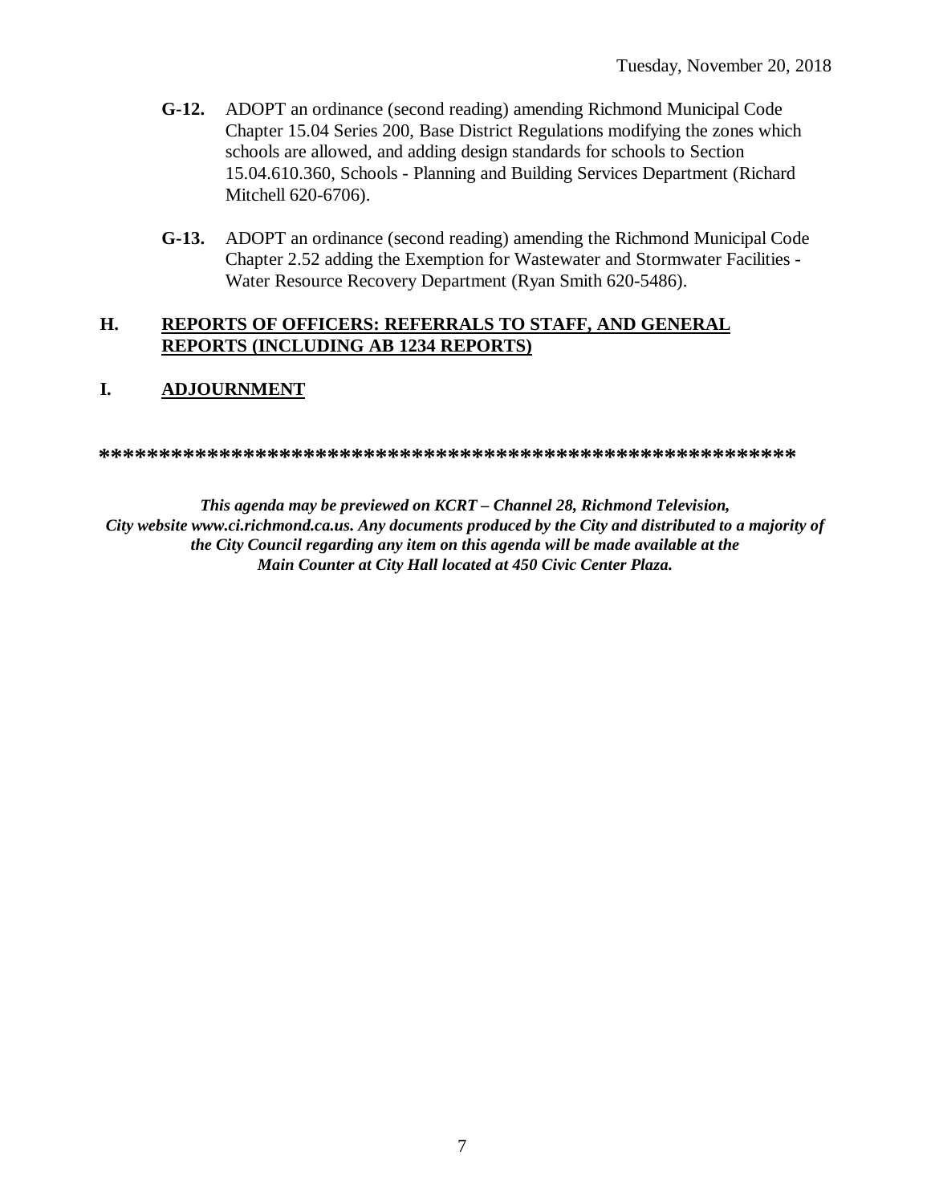**G-12.** ADOPT an ordinance (second reading) amending Richmond Municipal Code Chapter 15.04 Series 200, Base District Regulations modifying the zones which schools are allowed, and adding design standards for schools to Section 15.04.610.360, Schools - Planning and Building Services Department (Richard Mitchell 620-6706).

**G-13.** ADOPT an ordinance (second reading) amending the Richmond Municipal Code Chapter 2.52 adding the Exemption for Wastewater and Stormwater Facilities - Water Resource Recovery Department (Ryan Smith 620-5486).

## H. REPORTS OF OFFICERS: REFERRALS TO STAFF, AND GENERAL REPORTS (INCLUDING AB 1234 REPORTS)

## I. ADJOURNMENT

**********************************************************

***This agenda may be previewed on KCRT – Channel 28, Richmond Television, City website www.ci.richmond.ca.us. Any documents produced by the City and distributed to a majority of the City Council regarding any item on this agenda will be made available at the Main Counter at City Hall located at 450 Civic Center Plaza.***